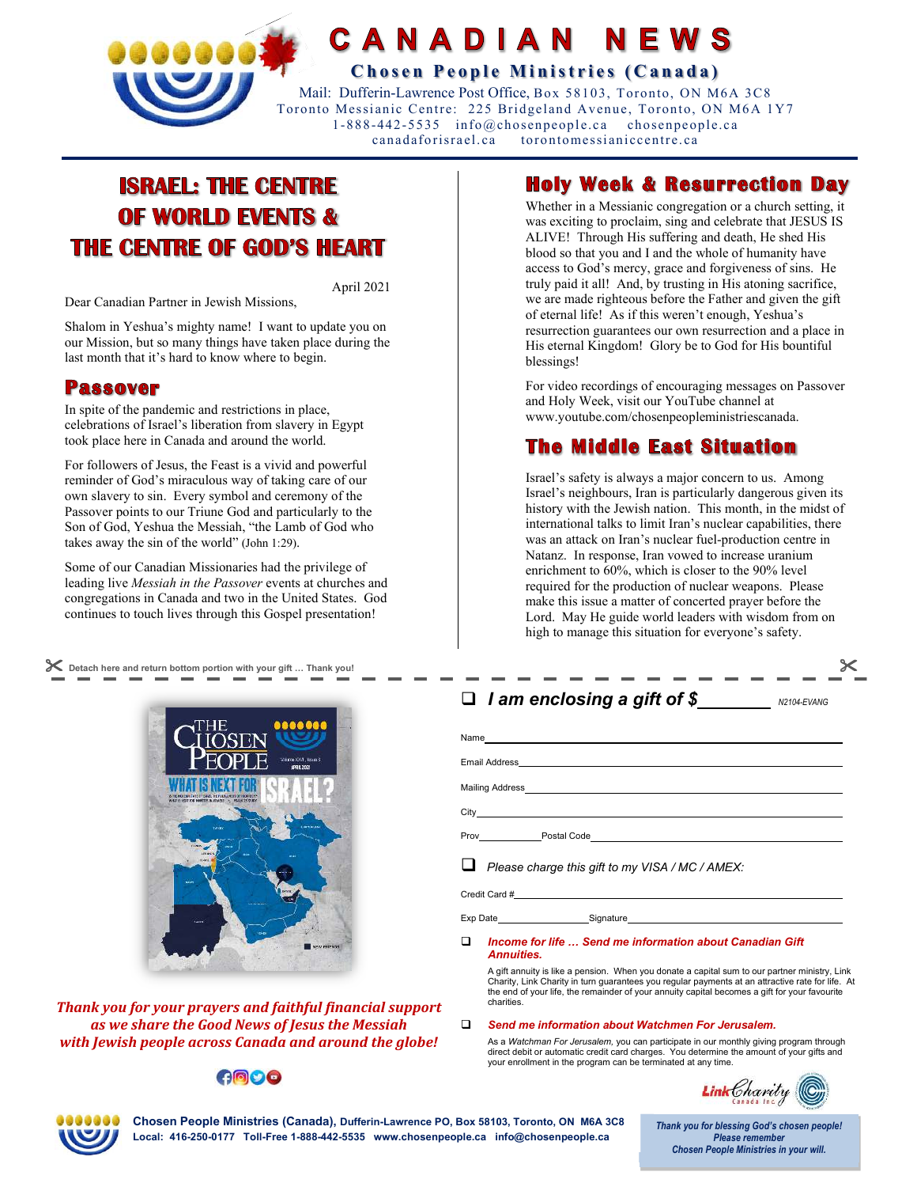# CANADIAN NEWS

## Chosen People Ministries (Canada)

Mail: Dufferin-Lawrence Post Office, Box 58103, Toronto, ON M6A 3C8
Toronto Messianic Centre: 225 Bridgeland Avenue, Toronto, ON M6A 1Y7
1-888-442-5535 info@chosenpeople.ca chosenpeople.ca
canadaforisrael.ca torontomessianiccentre.ca

## ISRAEL: THE CENTRE OF WORLD EVENTS & THE CENTRE OF GOD'S HEART

April 2021

Dear Canadian Partner in Jewish Missions,

Shalom in Yeshua's mighty name! I want to update you on our Mission, but so many things have taken place during the last month that it's hard to know where to begin.

### Passover

In spite of the pandemic and restrictions in place, celebrations of Israel's liberation from slavery in Egypt took place here in Canada and around the world.

For followers of Jesus, the Feast is a vivid and powerful reminder of God's miraculous way of taking care of our own slavery to sin. Every symbol and ceremony of the Passover points to our Triune God and particularly to the Son of God, Yeshua the Messiah, "the Lamb of God who takes away the sin of the world" (John 1:29).

Some of our Canadian Missionaries had the privilege of leading live *Messiah in the Passover* events at churches and congregations in Canada and two in the United States. God continues to touch lives through this Gospel presentation!

### Holy Week & Resurrection Day

Whether in a Messianic congregation or a church setting, it was exciting to proclaim, sing and celebrate that JESUS IS ALIVE! Through His suffering and death, He shed His blood so that you and I and the whole of humanity have access to God's mercy, grace and forgiveness of sins. He truly paid it all! And, by trusting in His atoning sacrifice, we are made righteous before the Father and given the gift of eternal life! As if this weren't enough, Yeshua's resurrection guarantees our own resurrection and a place in His eternal Kingdom! Glory be to God for His bountiful blessings!

For video recordings of encouraging messages on Passover and Holy Week, visit our YouTube channel at www.youtube.com/chosenpeopleministriescanada.

### The Middle East Situation

Israel's safety is always a major concern to us. Among Israel's neighbours, Iran is particularly dangerous given its history with the Jewish nation. This month, in the midst of international talks to limit Iran's nuclear capabilities, there was an attack on Iran's nuclear fuel-production centre in Natanz. In response, Iran vowed to increase uranium enrichment to 60%, which is closer to the 90% level required for the production of nuclear weapons. Please make this issue a matter of concerted prayer before the Lord. May He guide world leaders with wisdom from on high to manage this situation for everyone's safety.

---

✂ Detach here and return bottom portion with your gift … Thank you!

THE CHOSEN PEOPLE — Volume XXXI, Issue 3, APRIL 2021 — WHAT IS NEXT FOR ISRAEL?

***Thank you for your prayers and faithful financial support as we share the Good News of Jesus the Messiah with Jewish people across Canada and around the globe!***

❑ ***I am enclosing a gift of $________*** N2104-EVANG

Name ____________________

Email Address ____________________

Mailing Address ____________________

City ____________________

Prov ________ Postal Code ____________________

❑ *Please charge this gift to my VISA / MC / AMEX:*

Credit Card # ____________________

Exp Date ____________ Signature ____________________

❑ ***Income for life … Send me information about Canadian Gift Annuities.***

A gift annuity is like a pension. When you donate a capital sum to our partner ministry, Link Charity, Link Charity in turn guarantees you regular payments at an attractive rate for life. At the end of your life, the remainder of your annuity capital becomes a gift for your favourite charities.

❑ ***Send me information about Watchmen For Jerusalem.***

As a *Watchman For Jerusalem*, you can participate in our monthly giving program through direct debit or automatic credit card charges. You determine the amount of your gifts and your enrollment in the program can be terminated at any time.

Link Charity Canada Inc.

**Chosen People Ministries (Canada), Dufferin-Lawrence PO, Box 58103, Toronto, ON M6A 3C8**
**Local: 416-250-0177 Toll-Free 1-888-442-5535 www.chosenpeople.ca info@chosenpeople.ca**

*Thank you for blessing God's chosen people! Please remember Chosen People Ministries in your will.*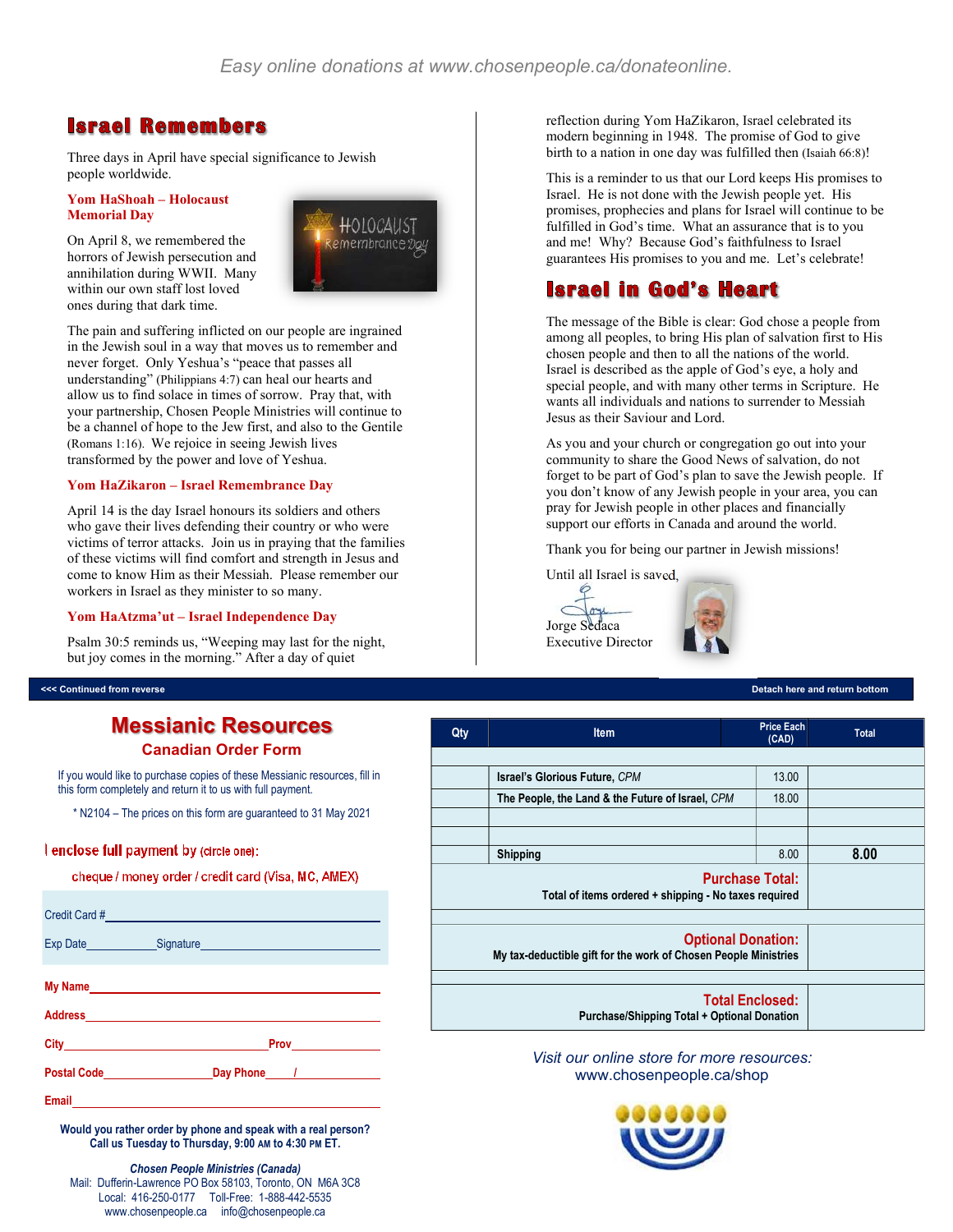*Easy online donations at www.chosenpeople.ca/donateonline.*

## Israel Remembers

Three days in April have special significance to Jewish people worldwide.

### Yom HaShoah – Holocaust Memorial Day

On April 8, we remembered the horrors of Jewish persecution and annihilation during WWII. Many within our own staff lost loved ones during that dark time.

The pain and suffering inflicted on our people are ingrained in the Jewish soul in a way that moves us to remember and never forget. Only Yeshua's "peace that passes all understanding" (Philippians 4:7) can heal our hearts and allow us to find solace in times of sorrow. Pray that, with your partnership, Chosen People Ministries will continue to be a channel of hope to the Jew first, and also to the Gentile (Romans 1:16). We rejoice in seeing Jewish lives transformed by the power and love of Yeshua.

### Yom HaZikaron – Israel Remembrance Day

April 14 is the day Israel honours its soldiers and others who gave their lives defending their country or who were victims of terror attacks. Join us in praying that the families of these victims will find comfort and strength in Jesus and come to know Him as their Messiah. Please remember our workers in Israel as they minister to so many.

### Yom HaAtzma'ut – Israel Independence Day

Psalm 30:5 reminds us, "Weeping may last for the night, but joy comes in the morning." After a day of quiet reflection during Yom HaZikaron, Israel celebrated its modern beginning in 1948. The promise of God to give birth to a nation in one day was fulfilled then (Isaiah 66:8)!

This is a reminder to us that our Lord keeps His promises to Israel. He is not done with the Jewish people yet. His promises, prophecies and plans for Israel will continue to be fulfilled in God's time. What an assurance that is to you and me! Why? Because God's faithfulness to Israel guarantees His promises to you and me. Let's celebrate!

## Israel in God's Heart

The message of the Bible is clear: God chose a people from among all peoples, to bring His plan of salvation first to His chosen people and then to all the nations of the world. Israel is described as the apple of God's eye, a holy and special people, and with many other terms in Scripture. He wants all individuals and nations to surrender to Messiah Jesus as their Saviour and Lord.

As you and your church or congregation go out into your community to share the Good News of salvation, do not forget to be part of God's plan to save the Jewish people. If you don't know of any Jewish people in your area, you can pray for Jewish people in other places and financially support our efforts in Canada and around the world.

Thank you for being our partner in Jewish missions!

Until all Israel is saved,

Jorge Sedaca
Executive Director

<<< Continued from reverse — Detach here and return bottom

## Messianic Resources

### Canadian Order Form

If you would like to purchase copies of these Messianic resources, fill in this form completely and return it to us with full payment.

\* N2104 – The prices on this form are guaranteed to 31 May 2021

**I enclose full payment by** (circle one):

cheque / money order / credit card (Visa, MC, AMEX)

Credit Card # ______________________

Exp Date __________ Signature ______________________

**My Name** ______________________

**Address** ______________________

**City** ______________________ **Prov** __________

**Postal Code** __________ **Day Phone** ____ / __________

**Email** ______________________

**Would you rather order by phone and speak with a real person? Call us Tuesday to Thursday, 9:00 AM to 4:30 PM ET.**

*Chosen People Ministries (Canada)*
Mail: Dufferin-Lawrence PO Box 58103, Toronto, ON M6A 3C8
Local: 416-250-0177 Toll-Free: 1-888-442-5535
www.chosenpeople.ca info@chosenpeople.ca

| Qty | Item | Price Each (CAD) | Total |
|---|---|---|---|
| | Israel's Glorious Future, *CPM* | 13.00 | |
| | The People, the Land & the Future of Israel, *CPM* | 18.00 | |
| | | | |
| | | | |
| | Shipping | 8.00 | 8.00 |
| | **Purchase Total:** Total of items ordered + shipping - No taxes required | | |
| | **Optional Donation:** My tax-deductible gift for the work of Chosen People Ministries | | |
| | **Total Enclosed:** Purchase/Shipping Total + Optional Donation | | |

*Visit our online store for more resources:*
www.chosenpeople.ca/shop